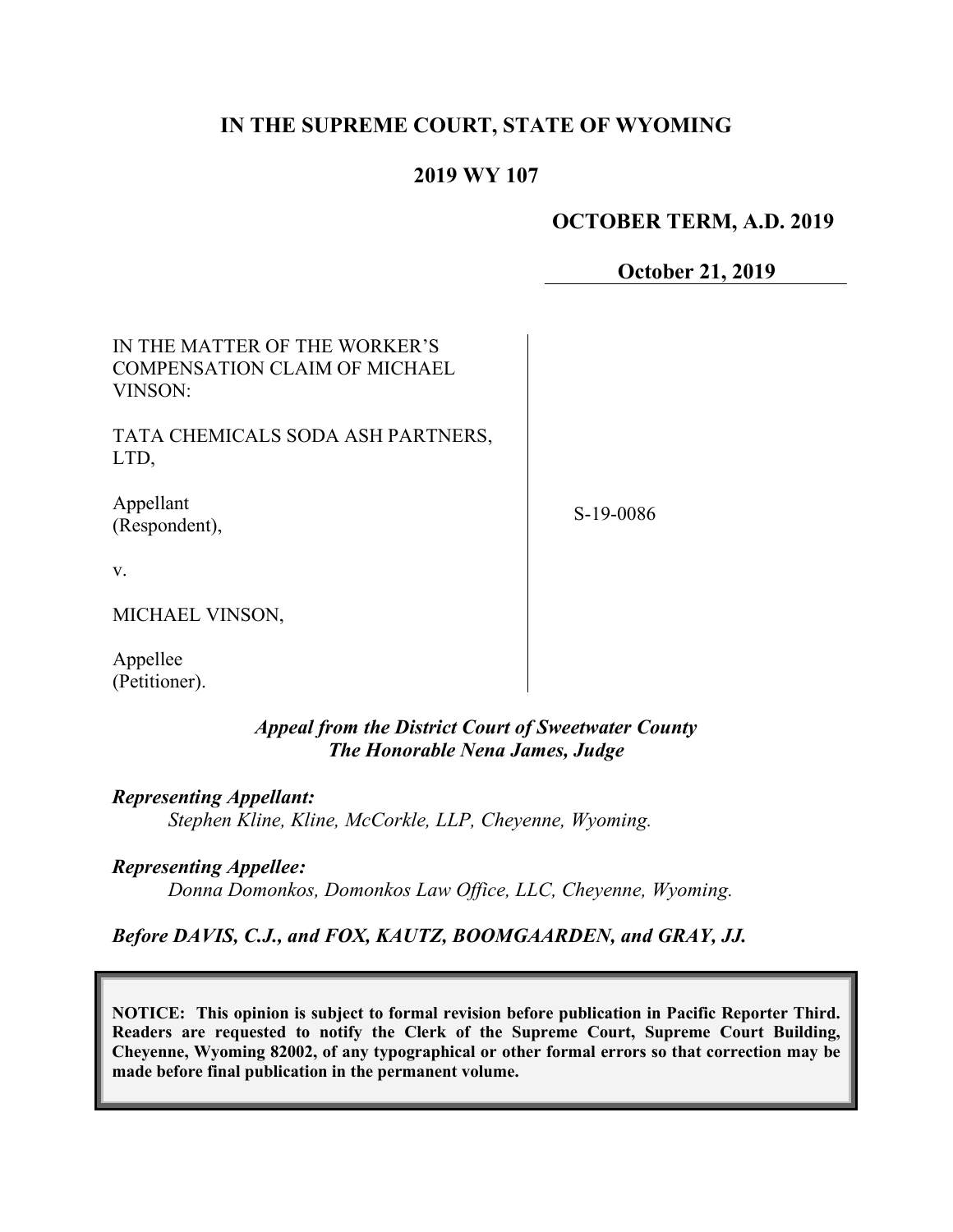# IN THE SUPREME COURT, STATE OF WYOMING

## 2019 WY 107

**OCTOBER TERM, A.D. 2019**

**October 21, 2019**

| | |
|---|---|
| IN THE MATTER OF THE WORKER'S COMPENSATION CLAIM OF MICHAEL VINSON:<br><br>TATA CHEMICALS SODA ASH PARTNERS, LTD,<br><br>Appellant (Respondent),<br><br>v.<br><br>MICHAEL VINSON,<br><br>Appellee (Petitioner). | S-19-0086 |

***Appeal from the District Court of Sweetwater County***
***The Honorable Nena James, Judge***

***Representing Appellant:***
*Stephen Kline, Kline, McCorkle, LLP, Cheyenne, Wyoming.*

***Representing Appellee:***
*Donna Domonkos, Domonkos Law Office, LLC, Cheyenne, Wyoming.*

***Before DAVIS, C.J., and FOX, KAUTZ, BOOMGAARDEN, and GRAY, JJ.***

**NOTICE: This opinion is subject to formal revision before publication in Pacific Reporter Third. Readers are requested to notify the Clerk of the Supreme Court, Supreme Court Building, Cheyenne, Wyoming 82002, of any typographical or other formal errors so that correction may be made before final publication in the permanent volume.**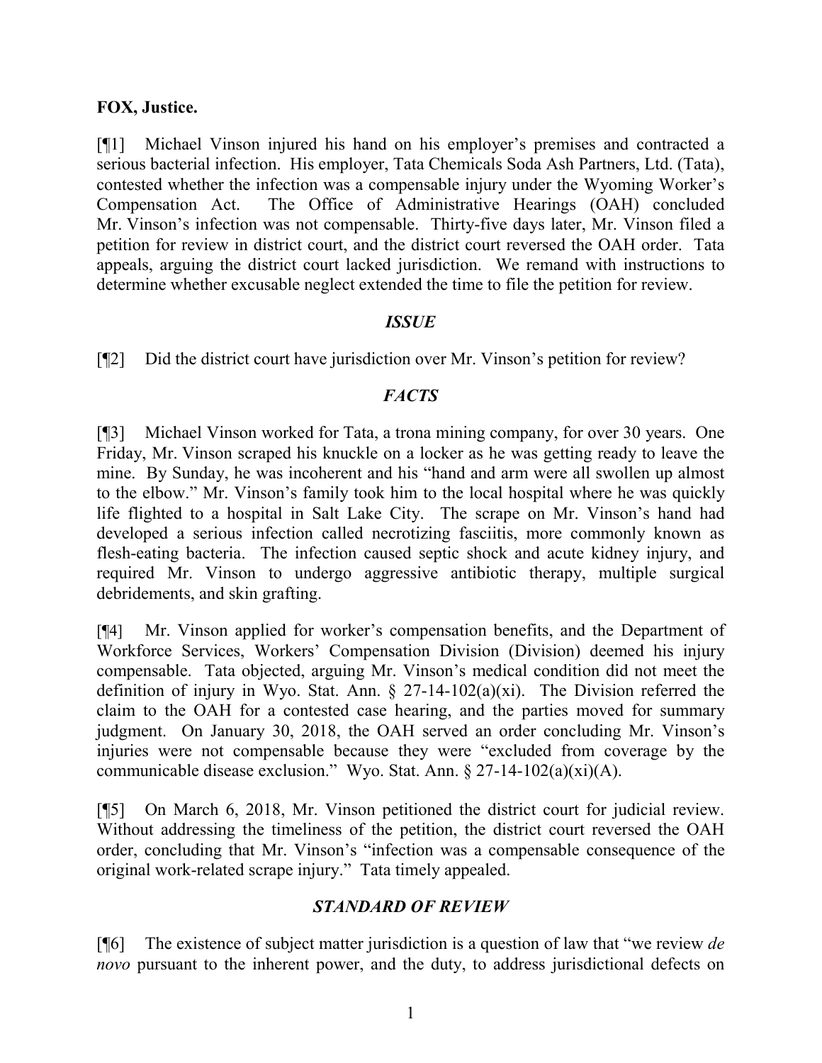**FOX, Justice.**

[¶1] Michael Vinson injured his hand on his employer's premises and contracted a serious bacterial infection. His employer, Tata Chemicals Soda Ash Partners, Ltd. (Tata), contested whether the infection was a compensable injury under the Wyoming Worker's Compensation Act. The Office of Administrative Hearings (OAH) concluded Mr. Vinson's infection was not compensable. Thirty-five days later, Mr. Vinson filed a petition for review in district court, and the district court reversed the OAH order. Tata appeals, arguing the district court lacked jurisdiction. We remand with instructions to determine whether excusable neglect extended the time to file the petition for review.

## *ISSUE*

[¶2] Did the district court have jurisdiction over Mr. Vinson's petition for review?

## *FACTS*

[¶3] Michael Vinson worked for Tata, a trona mining company, for over 30 years. One Friday, Mr. Vinson scraped his knuckle on a locker as he was getting ready to leave the mine. By Sunday, he was incoherent and his "hand and arm were all swollen up almost to the elbow." Mr. Vinson's family took him to the local hospital where he was quickly life flighted to a hospital in Salt Lake City. The scrape on Mr. Vinson's hand had developed a serious infection called necrotizing fasciitis, more commonly known as flesh-eating bacteria. The infection caused septic shock and acute kidney injury, and required Mr. Vinson to undergo aggressive antibiotic therapy, multiple surgical debridements, and skin grafting.

[¶4] Mr. Vinson applied for worker's compensation benefits, and the Department of Workforce Services, Workers' Compensation Division (Division) deemed his injury compensable. Tata objected, arguing Mr. Vinson's medical condition did not meet the definition of injury in Wyo. Stat. Ann. § 27-14-102(a)(xi). The Division referred the claim to the OAH for a contested case hearing, and the parties moved for summary judgment. On January 30, 2018, the OAH served an order concluding Mr. Vinson's injuries were not compensable because they were "excluded from coverage by the communicable disease exclusion." Wyo. Stat. Ann. § 27-14-102(a)(xi)(A).

[¶5] On March 6, 2018, Mr. Vinson petitioned the district court for judicial review. Without addressing the timeliness of the petition, the district court reversed the OAH order, concluding that Mr. Vinson's "infection was a compensable consequence of the original work-related scrape injury." Tata timely appealed.

## *STANDARD OF REVIEW*

[¶6] The existence of subject matter jurisdiction is a question of law that "we review *de novo* pursuant to the inherent power, and the duty, to address jurisdictional defects on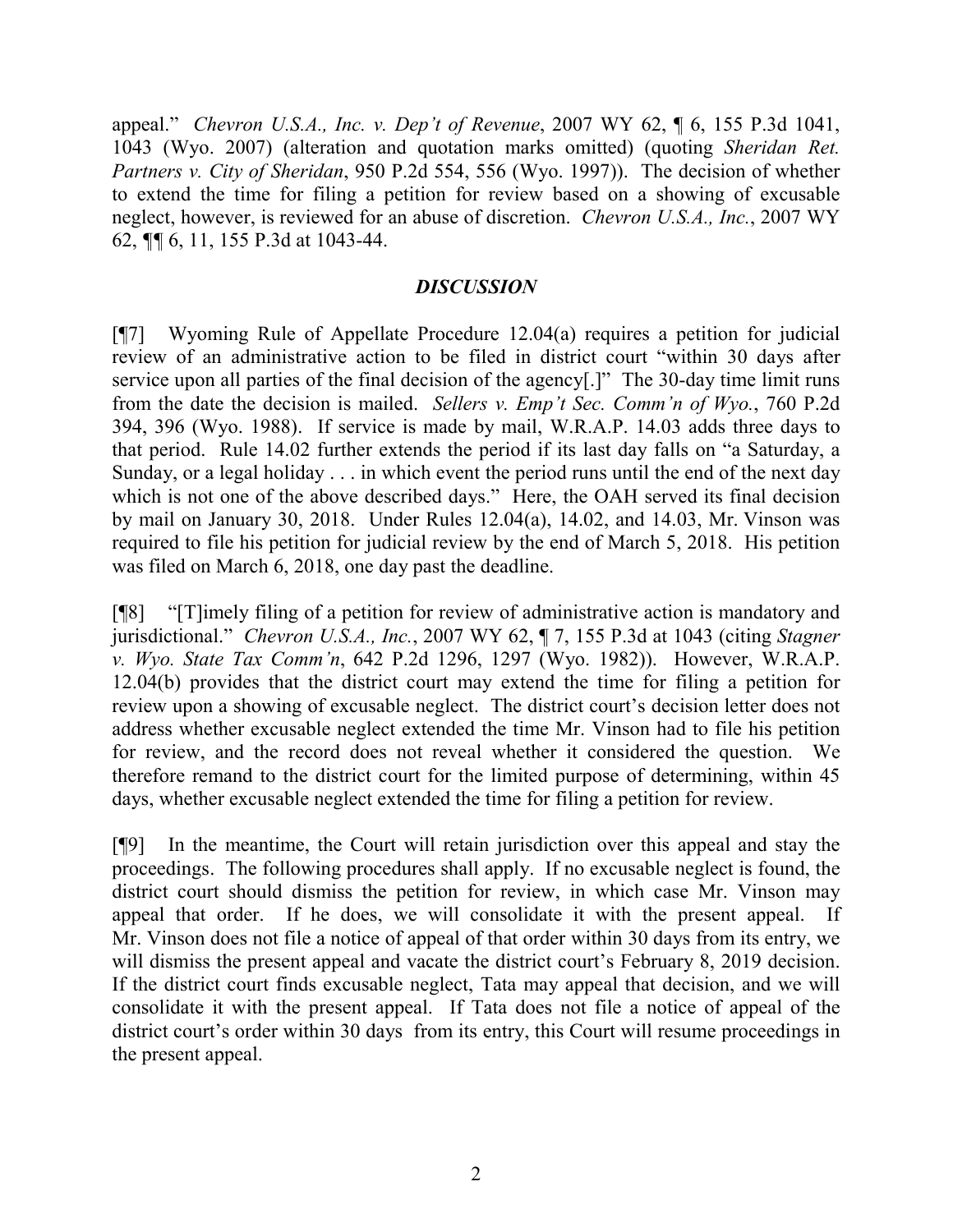appeal." *Chevron U.S.A., Inc. v. Dep't of Revenue*, 2007 WY 62, ¶ 6, 155 P.3d 1041, 1043 (Wyo. 2007) (alteration and quotation marks omitted) (quoting *Sheridan Ret. Partners v. City of Sheridan*, 950 P.2d 554, 556 (Wyo. 1997)). The decision of whether to extend the time for filing a petition for review based on a showing of excusable neglect, however, is reviewed for an abuse of discretion. *Chevron U.S.A., Inc.*, 2007 WY 62, ¶¶ 6, 11, 155 P.3d at 1043-44.

### *DISCUSSION*

[¶7] Wyoming Rule of Appellate Procedure 12.04(a) requires a petition for judicial review of an administrative action to be filed in district court "within 30 days after service upon all parties of the final decision of the agency[.]" The 30-day time limit runs from the date the decision is mailed. *Sellers v. Emp't Sec. Comm'n of Wyo.*, 760 P.2d 394, 396 (Wyo. 1988). If service is made by mail, W.R.A.P. 14.03 adds three days to that period. Rule 14.02 further extends the period if its last day falls on "a Saturday, a Sunday, or a legal holiday . . . in which event the period runs until the end of the next day which is not one of the above described days." Here, the OAH served its final decision by mail on January 30, 2018. Under Rules 12.04(a), 14.02, and 14.03, Mr. Vinson was required to file his petition for judicial review by the end of March 5, 2018. His petition was filed on March 6, 2018, one day past the deadline.

[¶8] "[T]imely filing of a petition for review of administrative action is mandatory and jurisdictional." *Chevron U.S.A., Inc.*, 2007 WY 62, ¶ 7, 155 P.3d at 1043 (citing *Stagner v. Wyo. State Tax Comm'n*, 642 P.2d 1296, 1297 (Wyo. 1982)). However, W.R.A.P. 12.04(b) provides that the district court may extend the time for filing a petition for review upon a showing of excusable neglect. The district court's decision letter does not address whether excusable neglect extended the time Mr. Vinson had to file his petition for review, and the record does not reveal whether it considered the question. We therefore remand to the district court for the limited purpose of determining, within 45 days, whether excusable neglect extended the time for filing a petition for review.

[¶9] In the meantime, the Court will retain jurisdiction over this appeal and stay the proceedings. The following procedures shall apply. If no excusable neglect is found, the district court should dismiss the petition for review, in which case Mr. Vinson may appeal that order. If he does, we will consolidate it with the present appeal. If Mr. Vinson does not file a notice of appeal of that order within 30 days from its entry, we will dismiss the present appeal and vacate the district court's February 8, 2019 decision. If the district court finds excusable neglect, Tata may appeal that decision, and we will consolidate it with the present appeal. If Tata does not file a notice of appeal of the district court's order within 30 days from its entry, this Court will resume proceedings in the present appeal.